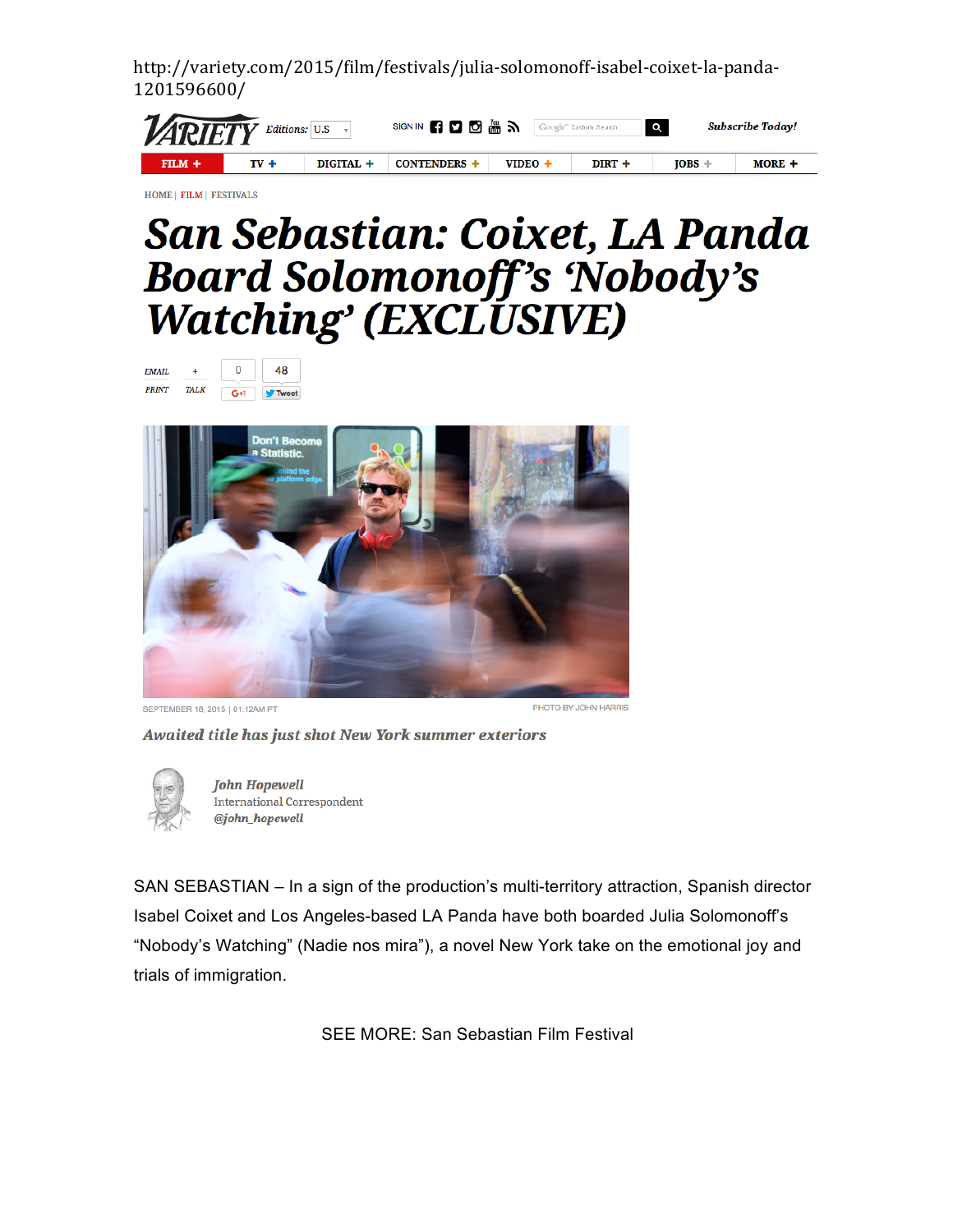http://variety.com/2015/film/festivals/julia-solomonoff-isabel-coixet-la-panda-1201596600/

HOME | FILM | FESTIVALS

# *San Sebastian: Coixet, LA Panda Board Solomonoff's 'Nobody's Watching' (EXCLUSIVE)*

SEPTEMBER 18, 2015 | 01:12AM PT

PHOTO BY JOHN HARRIS

*Awaited title has just shot New York summer exteriors*

*John Hopewell*
International Correspondent
*@john_hopewell*

SAN SEBASTIAN – In a sign of the production's multi-territory attraction, Spanish director Isabel Coixet and Los Angeles-based LA Panda have both boarded Julia Solomonoff's "Nobody's Watching" (Nadie nos mira"), a novel New York take on the emotional joy and trials of immigration.

SEE MORE: San Sebastian Film Festival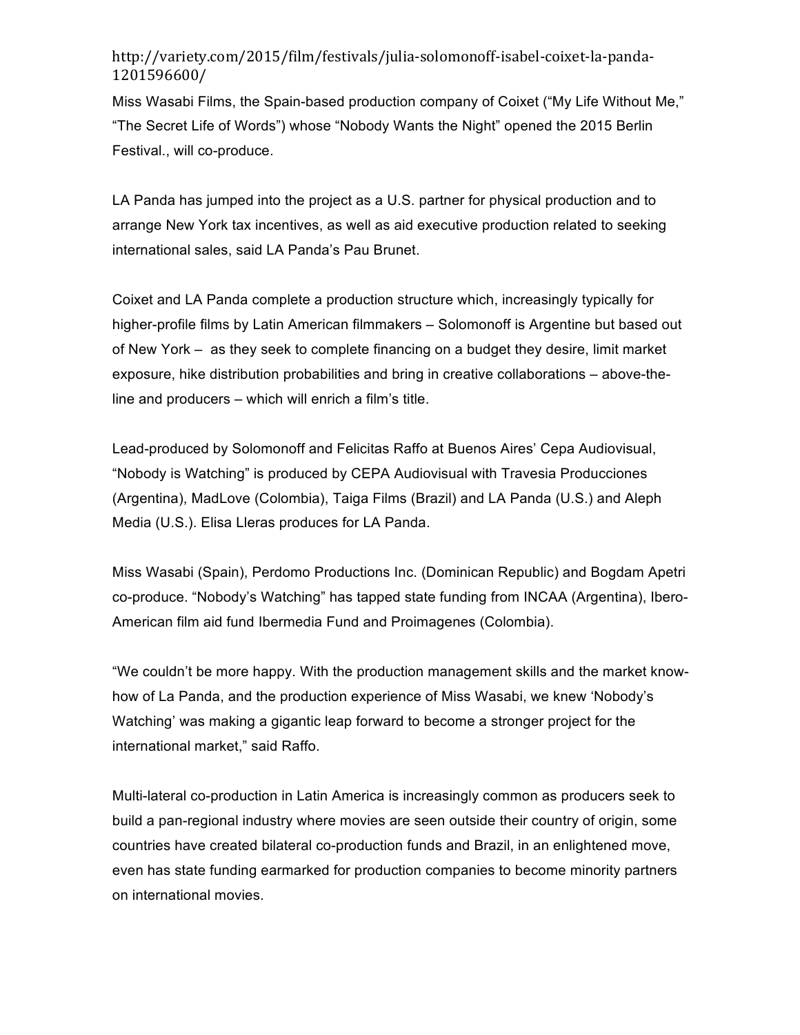http://variety.com/2015/film/festivals/julia-solomonoff-isabel-coixet-la-panda-1201596600/

Miss Wasabi Films, the Spain-based production company of Coixet ("My Life Without Me," "The Secret Life of Words") whose "Nobody Wants the Night" opened the 2015 Berlin Festival., will co-produce.

LA Panda has jumped into the project as a U.S. partner for physical production and to arrange New York tax incentives, as well as aid executive production related to seeking international sales, said LA Panda's Pau Brunet.

Coixet and LA Panda complete a production structure which, increasingly typically for higher-profile films by Latin American filmmakers – Solomonoff is Argentine but based out of New York – as they seek to complete financing on a budget they desire, limit market exposure, hike distribution probabilities and bring in creative collaborations – above-the-line and producers – which will enrich a film's title.

Lead-produced by Solomonoff and Felicitas Raffo at Buenos Aires' Cepa Audiovisual, "Nobody is Watching" is produced by CEPA Audiovisual with Travesia Producciones (Argentina), MadLove (Colombia), Taiga Films (Brazil) and LA Panda (U.S.) and Aleph Media (U.S.). Elisa Lleras produces for LA Panda.

Miss Wasabi (Spain), Perdomo Productions Inc. (Dominican Republic) and Bogdam Apetri co-produce. "Nobody's Watching" has tapped state funding from INCAA (Argentina), Ibero-American film aid fund Ibermedia Fund and Proimagenes (Colombia).

"We couldn't be more happy. With the production management skills and the market know-how of La Panda, and the production experience of Miss Wasabi, we knew 'Nobody's Watching' was making a gigantic leap forward to become a stronger project for the international market," said Raffo.

Multi-lateral co-production in Latin America is increasingly common as producers seek to build a pan-regional industry where movies are seen outside their country of origin, some countries have created bilateral co-production funds and Brazil, in an enlightened move, even has state funding earmarked for production companies to become minority partners on international movies.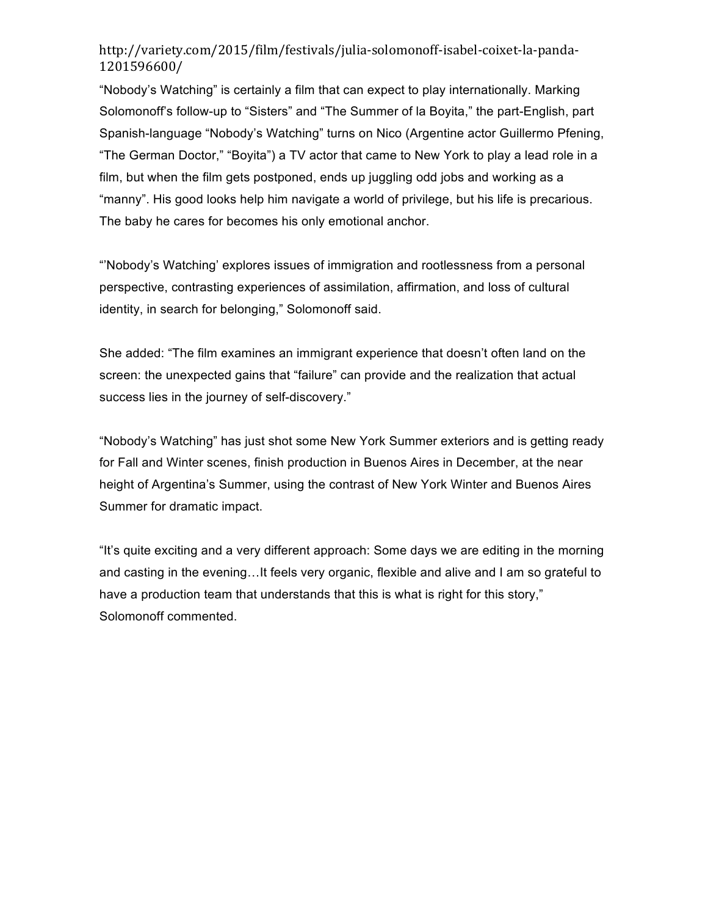http://variety.com/2015/film/festivals/julia-solomonoff-isabel-coixet-la-panda-1201596600/

“Nobody’s Watching” is certainly a film that can expect to play internationally. Marking Solomonoff’s follow-up to “Sisters” and “The Summer of la Boyita,” the part-English, part Spanish-language “Nobody’s Watching” turns on Nico (Argentine actor Guillermo Pfening, “The German Doctor,” “Boyita”) a TV actor that came to New York to play a lead role in a film, but when the film gets postponed, ends up juggling odd jobs and working as a “manny”. His good looks help him navigate a world of privilege, but his life is precarious. The baby he cares for becomes his only emotional anchor.

“’Nobody’s Watching’ explores issues of immigration and rootlessness from a personal perspective, contrasting experiences of assimilation, affirmation, and loss of cultural identity, in search for belonging,” Solomonoff said.

She added: “The film examines an immigrant experience that doesn’t often land on the screen: the unexpected gains that “failure” can provide and the realization that actual success lies in the journey of self-discovery.”

“Nobody’s Watching” has just shot some New York Summer exteriors and is getting ready for Fall and Winter scenes, finish production in Buenos Aires in December, at the near height of Argentina’s Summer, using the contrast of New York Winter and Buenos Aires Summer for dramatic impact.

“It’s quite exciting and a very different approach: Some days we are editing in the morning and casting in the evening…It feels very organic, flexible and alive and I am so grateful to have a production team that understands that this is what is right for this story,” Solomonoff commented.